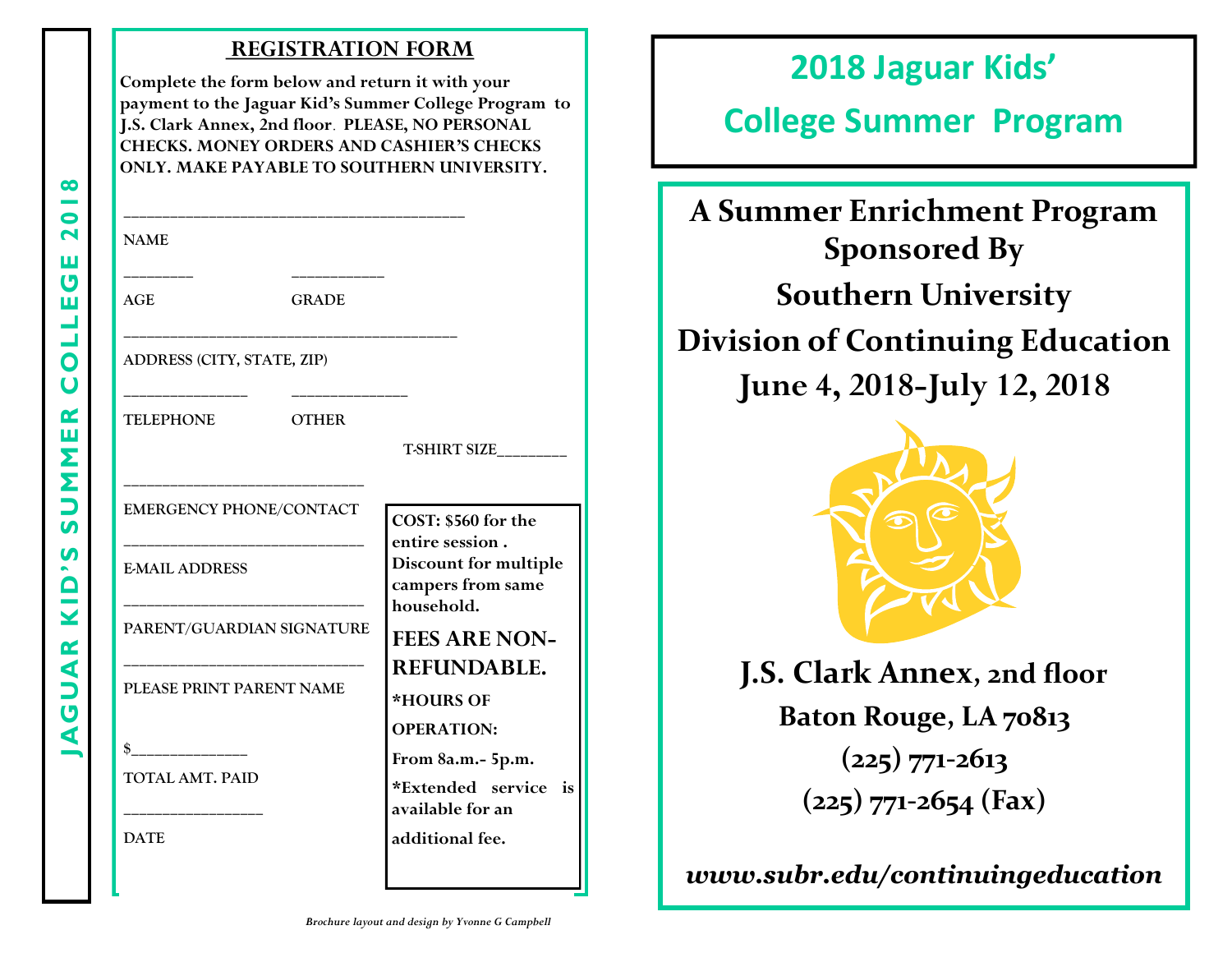JAGUAR KID'S SUMMER COLLEGE 2018

## REGISTRATION FORM

**Complete the form below and return it with your payment to the Jaguar Kid's Summer College Program to J.S. Clark Annex, 2nd floor. PLEASE, NO PERSONAL CHECKS. MONEY ORDERS AND CASHIER'S CHECKS ONLY. MAKE PAYABLE TO SOUTHERN UNIVERSITY.**

_______________________________________

NAME

________ ___________

AGE GRADE

_______________________________________

ADDRESS (CITY, STATE, ZIP)

______________ ______________

TELEPHONE OTHER

T-SHIRT SIZE________

____________________________

EMERGENCY PHONE/CONTACT

____________________________

E-MAIL ADDRESS

____________________________

PARENT/GUARDIAN SIGNATURE

____________________________

PLEASE PRINT PARENT NAME

$_____________

TOTAL AMT. PAID

________________

DATE

**COST: $560 for the entire session . Discount for multiple campers from same household.**

**FEES ARE NON-REFUNDABLE.**

**\*HOURS OF OPERATION:**

**From 8a.m.- 5p.m.**

**\*Extended service is available for an additional fee.**

*Brochure layout and design by Yvonne G Campbell*

# 2018 Jaguar Kids' College Summer Program

## A Summer Enrichment Program Sponsored By Southern University Division of Continuing Education

## June 4, 2018-July 12, 2018

**J.S. Clark Annex, 2nd floor**

**Baton Rouge, LA 70813**

**(225) 771-2613**

**(225) 771-2654 (Fax)**

***www.subr.edu/continuingeducation***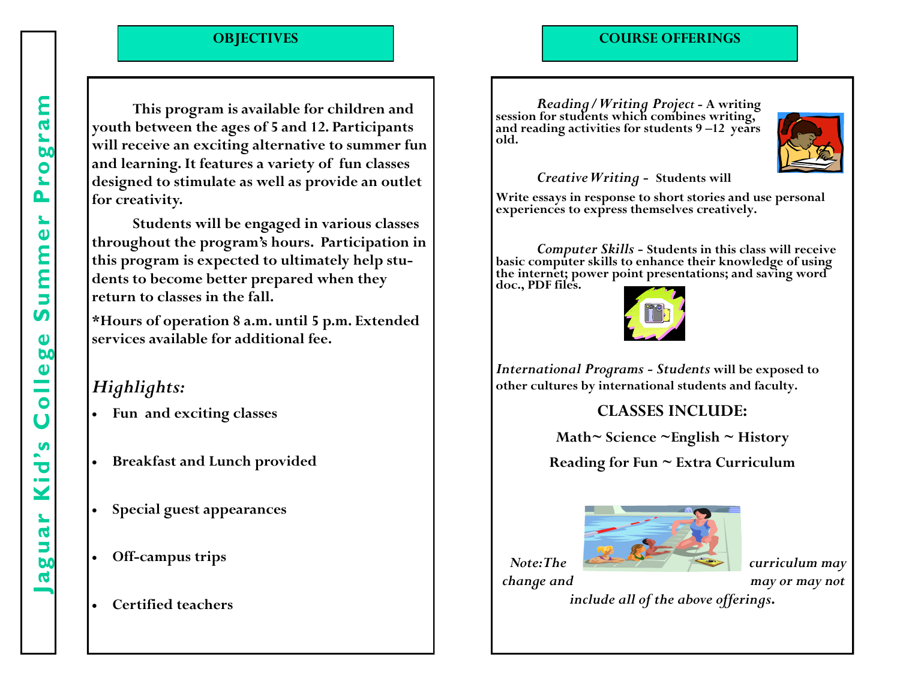Jaguar Kid's College Summer Program

## OBJECTIVES

**This program is available for children and youth between the ages of 5 and 12. Participants will receive an exciting alternative to summer fun and learning. It features a variety of fun classes designed to stimulate as well as provide an outlet for creativity.**

**Students will be engaged in various classes throughout the program's hours. Participation in this program is expected to ultimately help students to become better prepared when they return to classes in the fall.**

**\*Hours of operation 8 a.m. until 5 p.m. Extended services available for additional fee.**

### *Highlights:*

- **Fun and exciting classes**
- **Breakfast and Lunch provided**
- **Special guest appearances**
- **Off-campus trips**
- **Certified teachers**

## COURSE OFFERINGS

***Reading / Writing Project*** **- A writing session for students which combines writing, and reading activities for students 9 –12 years old.**

***Creative Writing*** **- Students will Write essays in response to short stories and use personal experiences to express themselves creatively.**

***Computer Skills*** **- Students in this class will receive basic computer skills to enhance their knowledge of using the internet; power point presentations; and saving word doc., PDF files.**

***International Programs - Students*** **will be exposed to other cultures by international students and faculty.**

### CLASSES INCLUDE:

**Math~ Science ~English ~ History**

**Reading for Fun ~ Extra Curriculum**

***Note: The curriculum may change and may or may not include all of the above offerings.***